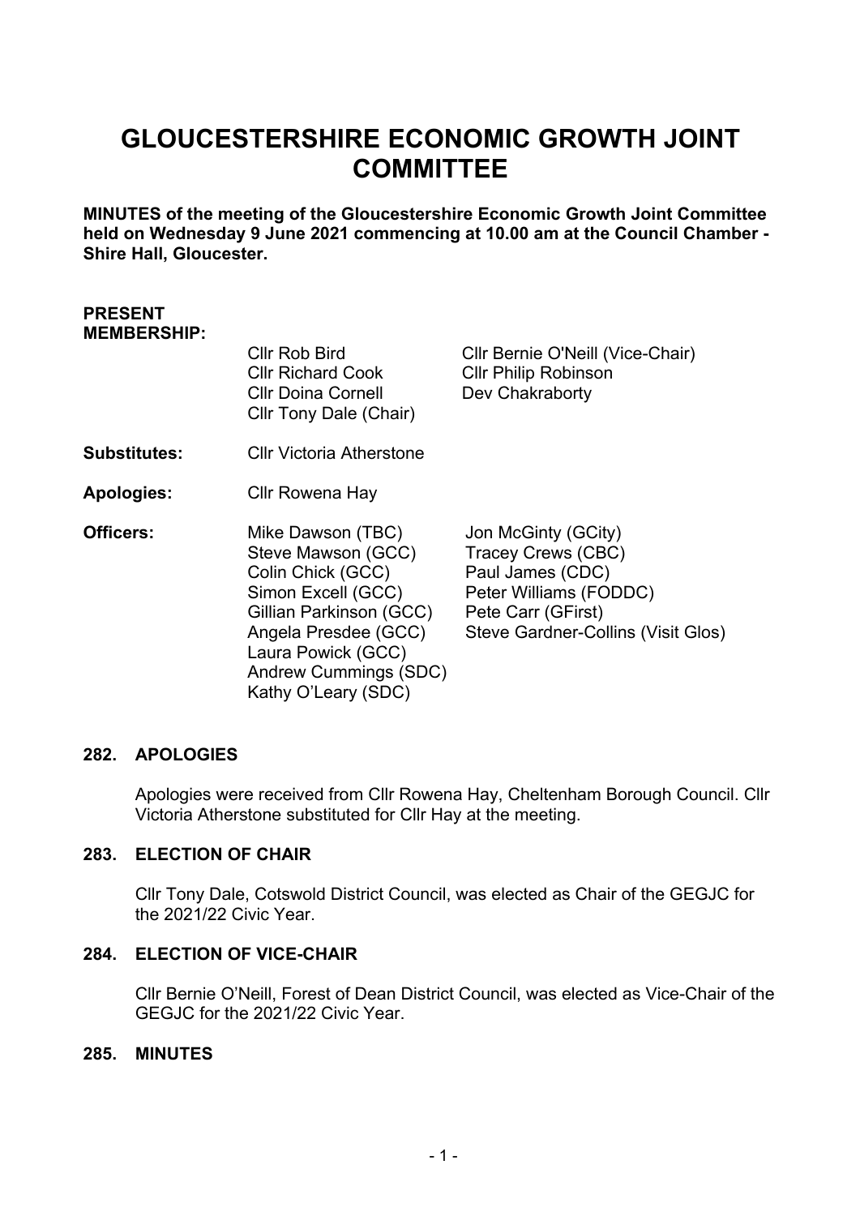# GLOUCESTERSHIRE ECONOMIC GROWTH JOINT COMMITTEE

**MINUTES of the meeting of the Gloucestershire Economic Growth Joint Committee held on Wednesday 9 June 2021 commencing at 10.00 am at the Council Chamber - Shire Hall, Gloucester.**

| | | |
|---|---|---|
| **PRESENT MEMBERSHIP:** | Cllr Rob Bird | Cllr Bernie O'Neill (Vice-Chair) |
| | Cllr Richard Cook | Cllr Philip Robinson |
| | Cllr Doina Cornell | Dev Chakraborty |
| | Cllr Tony Dale (Chair) | |
| **Substitutes:** | Cllr Victoria Atherstone | |
| **Apologies:** | Cllr Rowena Hay | |
| **Officers:** | Mike Dawson (TBC) | Jon McGinty (GCity) |
| | Steve Mawson (GCC) | Tracey Crews (CBC) |
| | Colin Chick (GCC) | Paul James (CDC) |
| | Simon Excell (GCC) | Peter Williams (FODDC) |
| | Gillian Parkinson (GCC) | Pete Carr (GFirst) |
| | Angela Presdee (GCC) | Steve Gardner-Collins (Visit Glos) |
| | Laura Powick (GCC) | |
| | Andrew Cummings (SDC) | |
| | Kathy O'Leary (SDC) | |

## 282. APOLOGIES

Apologies were received from Cllr Rowena Hay, Cheltenham Borough Council. Cllr Victoria Atherstone substituted for Cllr Hay at the meeting.

## 283. ELECTION OF CHAIR

Cllr Tony Dale, Cotswold District Council, was elected as Chair of the GEGJC for the 2021/22 Civic Year.

## 284. ELECTION OF VICE-CHAIR

Cllr Bernie O'Neill, Forest of Dean District Council, was elected as Vice-Chair of the GEGJC for the 2021/22 Civic Year.

## 285. MINUTES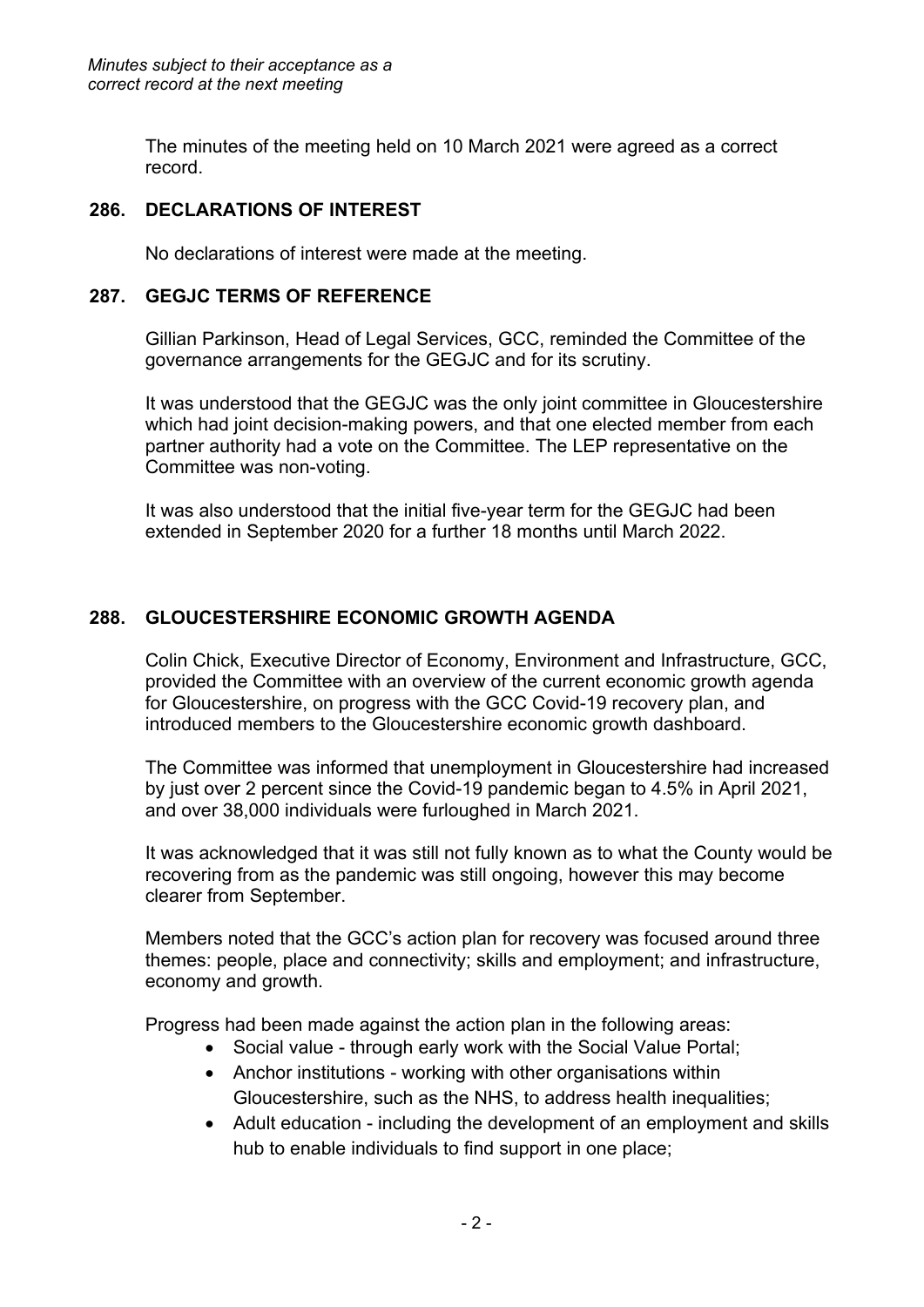*Minutes subject to their acceptance as a correct record at the next meeting*

The minutes of the meeting held on 10 March 2021 were agreed as a correct record.

## 286. DECLARATIONS OF INTEREST

No declarations of interest were made at the meeting.

## 287. GEGJC TERMS OF REFERENCE

Gillian Parkinson, Head of Legal Services, GCC, reminded the Committee of the governance arrangements for the GEGJC and for its scrutiny.

It was understood that the GEGJC was the only joint committee in Gloucestershire which had joint decision-making powers, and that one elected member from each partner authority had a vote on the Committee. The LEP representative on the Committee was non-voting.

It was also understood that the initial five-year term for the GEGJC had been extended in September 2020 for a further 18 months until March 2022.

## 288. GLOUCESTERSHIRE ECONOMIC GROWTH AGENDA

Colin Chick, Executive Director of Economy, Environment and Infrastructure, GCC, provided the Committee with an overview of the current economic growth agenda for Gloucestershire, on progress with the GCC Covid-19 recovery plan, and introduced members to the Gloucestershire economic growth dashboard.

The Committee was informed that unemployment in Gloucestershire had increased by just over 2 percent since the Covid-19 pandemic began to 4.5% in April 2021, and over 38,000 individuals were furloughed in March 2021.

It was acknowledged that it was still not fully known as to what the County would be recovering from as the pandemic was still ongoing, however this may become clearer from September.

Members noted that the GCC's action plan for recovery was focused around three themes: people, place and connectivity; skills and employment; and infrastructure, economy and growth.

Progress had been made against the action plan in the following areas:

- Social value - through early work with the Social Value Portal;
- Anchor institutions - working with other organisations within Gloucestershire, such as the NHS, to address health inequalities;
- Adult education - including the development of an employment and skills hub to enable individuals to find support in one place;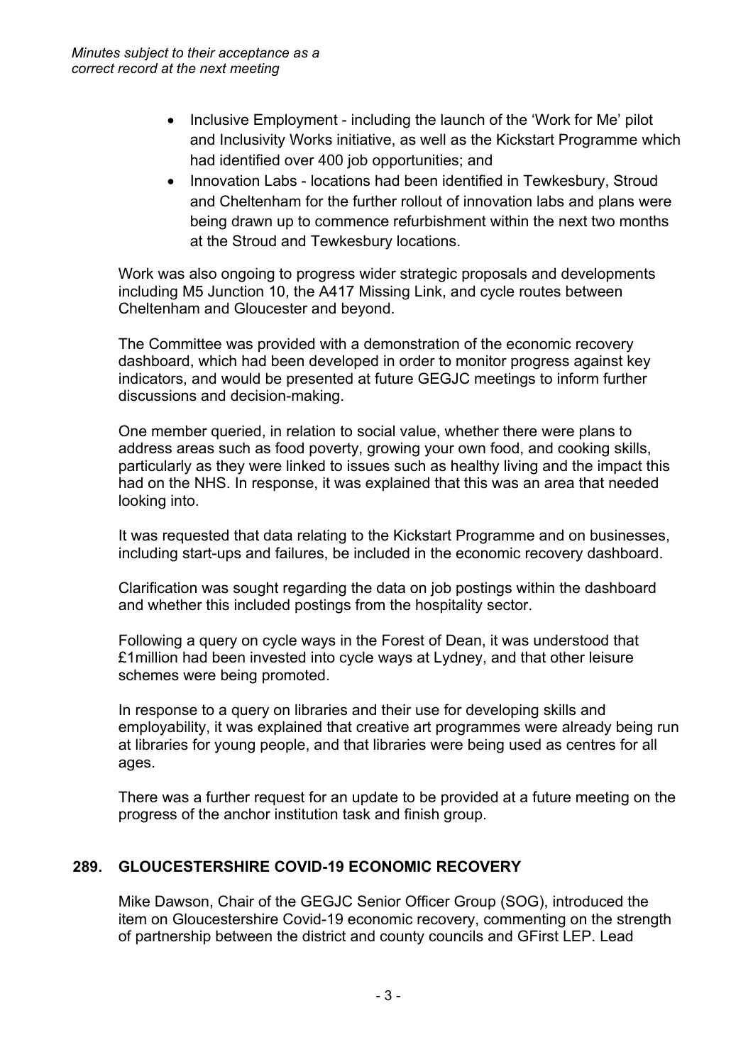*Minutes subject to their acceptance as a correct record at the next meeting*

- Inclusive Employment - including the launch of the 'Work for Me' pilot and Inclusivity Works initiative, as well as the Kickstart Programme which had identified over 400 job opportunities; and
- Innovation Labs - locations had been identified in Tewkesbury, Stroud and Cheltenham for the further rollout of innovation labs and plans were being drawn up to commence refurbishment within the next two months at the Stroud and Tewkesbury locations.

Work was also ongoing to progress wider strategic proposals and developments including M5 Junction 10, the A417 Missing Link, and cycle routes between Cheltenham and Gloucester and beyond.

The Committee was provided with a demonstration of the economic recovery dashboard, which had been developed in order to monitor progress against key indicators, and would be presented at future GEGJC meetings to inform further discussions and decision-making.

One member queried, in relation to social value, whether there were plans to address areas such as food poverty, growing your own food, and cooking skills, particularly as they were linked to issues such as healthy living and the impact this had on the NHS. In response, it was explained that this was an area that needed looking into.

It was requested that data relating to the Kickstart Programme and on businesses, including start-ups and failures, be included in the economic recovery dashboard.

Clarification was sought regarding the data on job postings within the dashboard and whether this included postings from the hospitality sector.

Following a query on cycle ways in the Forest of Dean, it was understood that £1million had been invested into cycle ways at Lydney, and that other leisure schemes were being promoted.

In response to a query on libraries and their use for developing skills and employability, it was explained that creative art programmes were already being run at libraries for young people, and that libraries were being used as centres for all ages.

There was a further request for an update to be provided at a future meeting on the progress of the anchor institution task and finish group.

## 289. GLOUCESTERSHIRE COVID-19 ECONOMIC RECOVERY

Mike Dawson, Chair of the GEGJC Senior Officer Group (SOG), introduced the item on Gloucestershire Covid-19 economic recovery, commenting on the strength of partnership between the district and county councils and GFirst LEP. Lead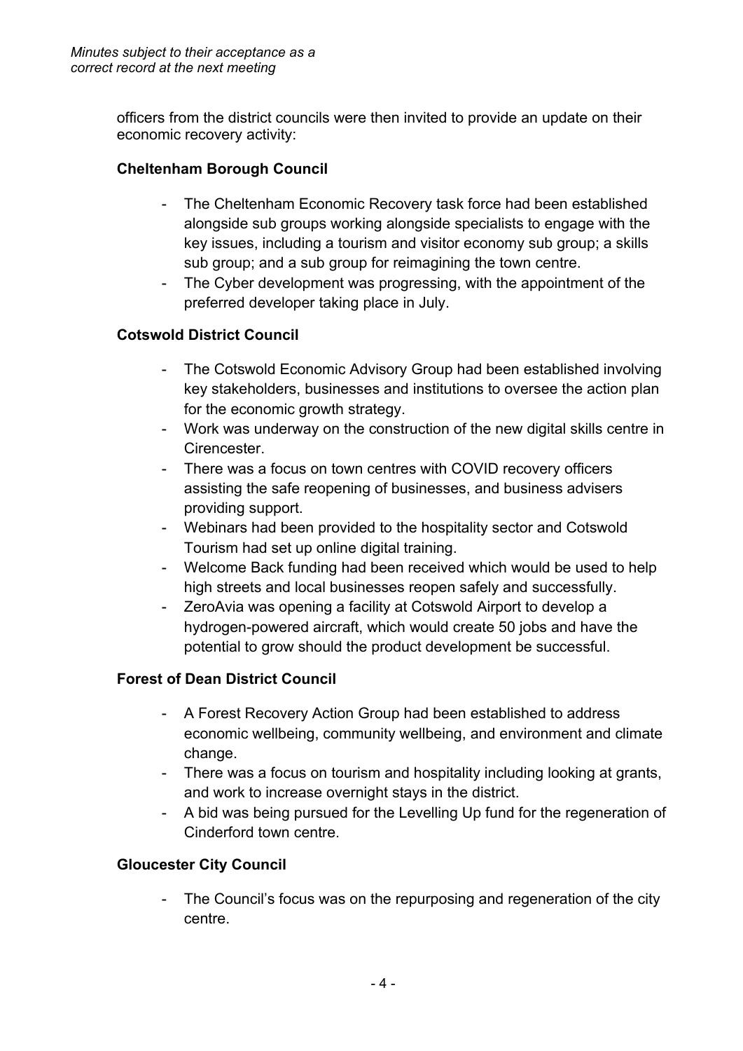*Minutes subject to their acceptance as a correct record at the next meeting*

officers from the district councils were then invited to provide an update on their economic recovery activity:

**Cheltenham Borough Council**

- The Cheltenham Economic Recovery task force had been established alongside sub groups working alongside specialists to engage with the key issues, including a tourism and visitor economy sub group; a skills sub group; and a sub group for reimagining the town centre.
- The Cyber development was progressing, with the appointment of the preferred developer taking place in July.

**Cotswold District Council**

- The Cotswold Economic Advisory Group had been established involving key stakeholders, businesses and institutions to oversee the action plan for the economic growth strategy.
- Work was underway on the construction of the new digital skills centre in Cirencester.
- There was a focus on town centres with COVID recovery officers assisting the safe reopening of businesses, and business advisers providing support.
- Webinars had been provided to the hospitality sector and Cotswold Tourism had set up online digital training.
- Welcome Back funding had been received which would be used to help high streets and local businesses reopen safely and successfully.
- ZeroAvia was opening a facility at Cotswold Airport to develop a hydrogen-powered aircraft, which would create 50 jobs and have the potential to grow should the product development be successful.

**Forest of Dean District Council**

- A Forest Recovery Action Group had been established to address economic wellbeing, community wellbeing, and environment and climate change.
- There was a focus on tourism and hospitality including looking at grants, and work to increase overnight stays in the district.
- A bid was being pursued for the Levelling Up fund for the regeneration of Cinderford town centre.

**Gloucester City Council**

- The Council's focus was on the repurposing and regeneration of the city centre.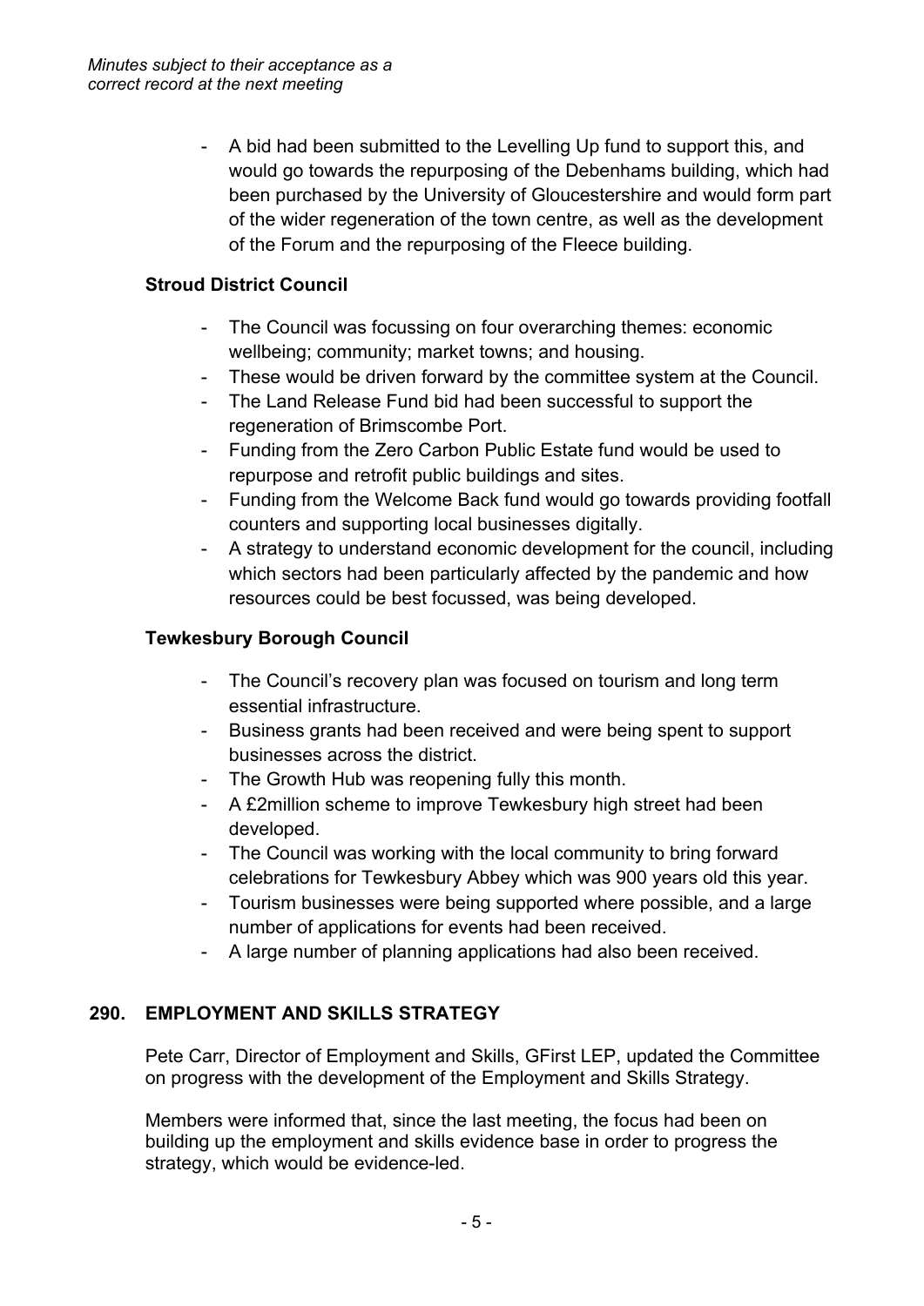- A bid had been submitted to the Levelling Up fund to support this, and would go towards the repurposing of the Debenhams building, which had been purchased by the University of Gloucestershire and would form part of the wider regeneration of the town centre, as well as the development of the Forum and the repurposing of the Fleece building.

**Stroud District Council**

- The Council was focussing on four overarching themes: economic wellbeing; community; market towns; and housing.
- These would be driven forward by the committee system at the Council.
- The Land Release Fund bid had been successful to support the regeneration of Brimscombe Port.
- Funding from the Zero Carbon Public Estate fund would be used to repurpose and retrofit public buildings and sites.
- Funding from the Welcome Back fund would go towards providing footfall counters and supporting local businesses digitally.
- A strategy to understand economic development for the council, including which sectors had been particularly affected by the pandemic and how resources could be best focussed, was being developed.

**Tewkesbury Borough Council**

- The Council's recovery plan was focused on tourism and long term essential infrastructure.
- Business grants had been received and were being spent to support businesses across the district.
- The Growth Hub was reopening fully this month.
- A £2million scheme to improve Tewkesbury high street had been developed.
- The Council was working with the local community to bring forward celebrations for Tewkesbury Abbey which was 900 years old this year.
- Tourism businesses were being supported where possible, and a large number of applications for events had been received.
- A large number of planning applications had also been received.

## 290. EMPLOYMENT AND SKILLS STRATEGY

Pete Carr, Director of Employment and Skills, GFirst LEP, updated the Committee on progress with the development of the Employment and Skills Strategy.

Members were informed that, since the last meeting, the focus had been on building up the employment and skills evidence base in order to progress the strategy, which would be evidence-led.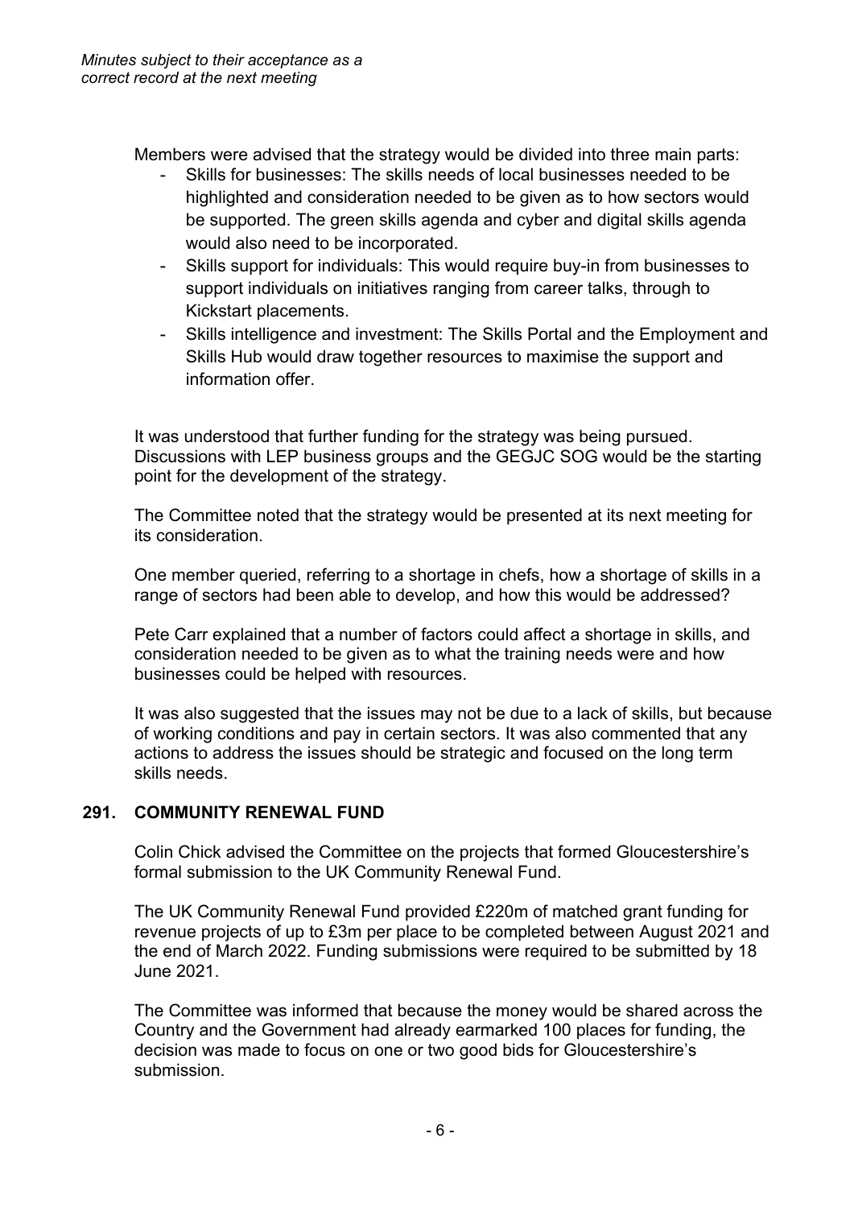*Minutes subject to their acceptance as a correct record at the next meeting*

Members were advised that the strategy would be divided into three main parts:

- Skills for businesses: The skills needs of local businesses needed to be highlighted and consideration needed to be given as to how sectors would be supported. The green skills agenda and cyber and digital skills agenda would also need to be incorporated.
- Skills support for individuals: This would require buy-in from businesses to support individuals on initiatives ranging from career talks, through to Kickstart placements.
- Skills intelligence and investment: The Skills Portal and the Employment and Skills Hub would draw together resources to maximise the support and information offer.

It was understood that further funding for the strategy was being pursued. Discussions with LEP business groups and the GEGJC SOG would be the starting point for the development of the strategy.

The Committee noted that the strategy would be presented at its next meeting for its consideration.

One member queried, referring to a shortage in chefs, how a shortage of skills in a range of sectors had been able to develop, and how this would be addressed?

Pete Carr explained that a number of factors could affect a shortage in skills, and consideration needed to be given as to what the training needs were and how businesses could be helped with resources.

It was also suggested that the issues may not be due to a lack of skills, but because of working conditions and pay in certain sectors. It was also commented that any actions to address the issues should be strategic and focused on the long term skills needs.

## 291. COMMUNITY RENEWAL FUND

Colin Chick advised the Committee on the projects that formed Gloucestershire's formal submission to the UK Community Renewal Fund.

The UK Community Renewal Fund provided £220m of matched grant funding for revenue projects of up to £3m per place to be completed between August 2021 and the end of March 2022. Funding submissions were required to be submitted by 18 June 2021.

The Committee was informed that because the money would be shared across the Country and the Government had already earmarked 100 places for funding, the decision was made to focus on one or two good bids for Gloucestershire's submission.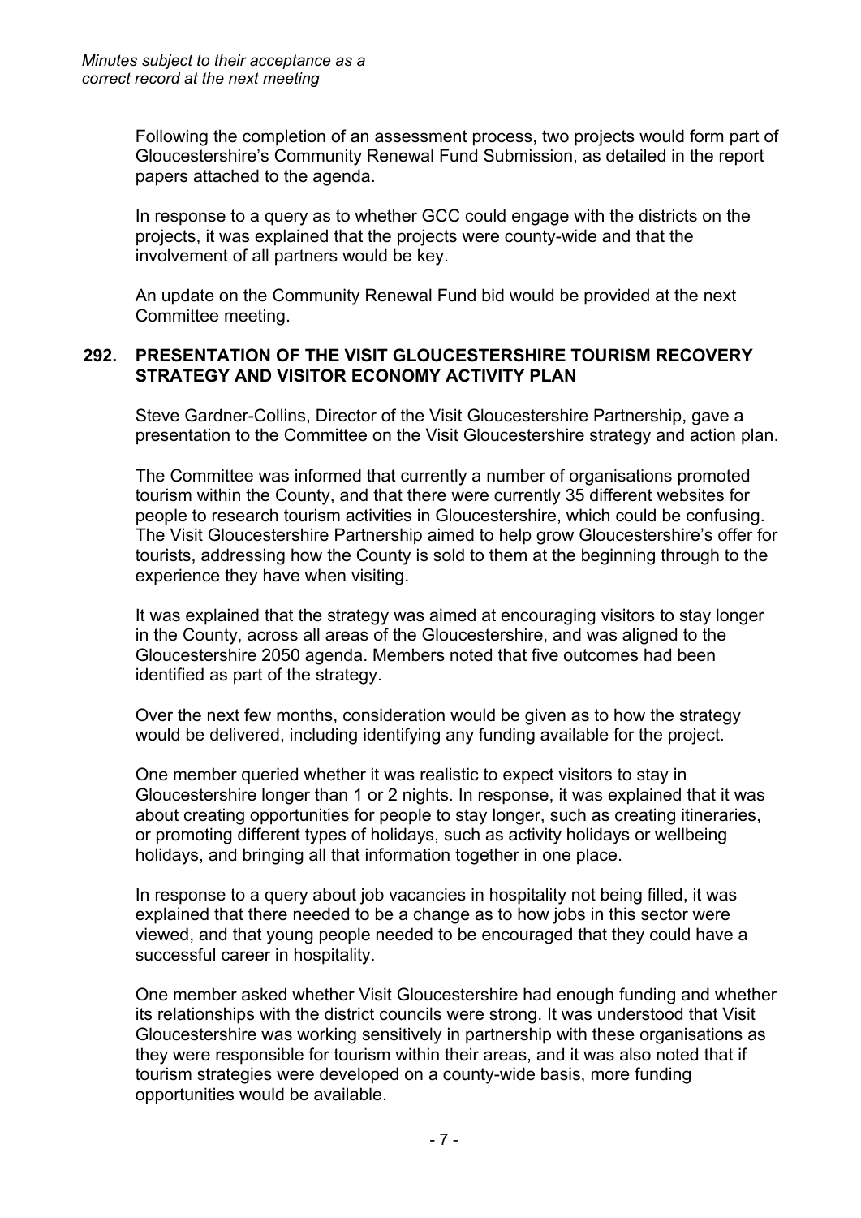Following the completion of an assessment process, two projects would form part of Gloucestershire's Community Renewal Fund Submission, as detailed in the report papers attached to the agenda.

In response to a query as to whether GCC could engage with the districts on the projects, it was explained that the projects were county-wide and that the involvement of all partners would be key.

An update on the Community Renewal Fund bid would be provided at the next Committee meeting.

## 292. PRESENTATION OF THE VISIT GLOUCESTERSHIRE TOURISM RECOVERY STRATEGY AND VISITOR ECONOMY ACTIVITY PLAN

Steve Gardner-Collins, Director of the Visit Gloucestershire Partnership, gave a presentation to the Committee on the Visit Gloucestershire strategy and action plan.

The Committee was informed that currently a number of organisations promoted tourism within the County, and that there were currently 35 different websites for people to research tourism activities in Gloucestershire, which could be confusing. The Visit Gloucestershire Partnership aimed to help grow Gloucestershire's offer for tourists, addressing how the County is sold to them at the beginning through to the experience they have when visiting.

It was explained that the strategy was aimed at encouraging visitors to stay longer in the County, across all areas of the Gloucestershire, and was aligned to the Gloucestershire 2050 agenda. Members noted that five outcomes had been identified as part of the strategy.

Over the next few months, consideration would be given as to how the strategy would be delivered, including identifying any funding available for the project.

One member queried whether it was realistic to expect visitors to stay in Gloucestershire longer than 1 or 2 nights. In response, it was explained that it was about creating opportunities for people to stay longer, such as creating itineraries, or promoting different types of holidays, such as activity holidays or wellbeing holidays, and bringing all that information together in one place.

In response to a query about job vacancies in hospitality not being filled, it was explained that there needed to be a change as to how jobs in this sector were viewed, and that young people needed to be encouraged that they could have a successful career in hospitality.

One member asked whether Visit Gloucestershire had enough funding and whether its relationships with the district councils were strong. It was understood that Visit Gloucestershire was working sensitively in partnership with these organisations as they were responsible for tourism within their areas, and it was also noted that if tourism strategies were developed on a county-wide basis, more funding opportunities would be available.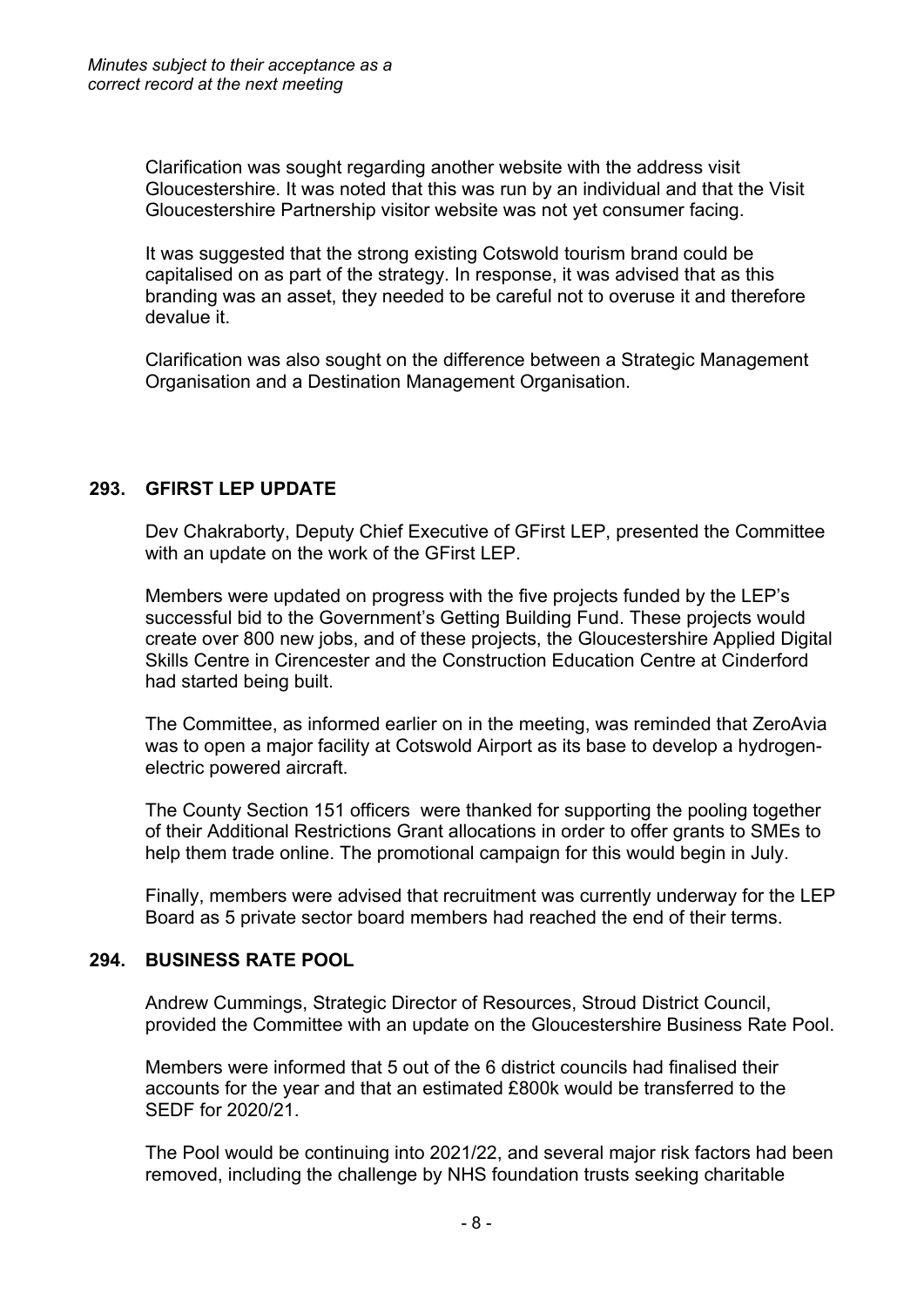Clarification was sought regarding another website with the address visit Gloucestershire. It was noted that this was run by an individual and that the Visit Gloucestershire Partnership visitor website was not yet consumer facing.

It was suggested that the strong existing Cotswold tourism brand could be capitalised on as part of the strategy. In response, it was advised that as this branding was an asset, they needed to be careful not to overuse it and therefore devalue it.

Clarification was also sought on the difference between a Strategic Management Organisation and a Destination Management Organisation.

## 293. GFIRST LEP UPDATE

Dev Chakraborty, Deputy Chief Executive of GFirst LEP, presented the Committee with an update on the work of the GFirst LEP.

Members were updated on progress with the five projects funded by the LEP's successful bid to the Government's Getting Building Fund. These projects would create over 800 new jobs, and of these projects, the Gloucestershire Applied Digital Skills Centre in Cirencester and the Construction Education Centre at Cinderford had started being built.

The Committee, as informed earlier on in the meeting, was reminded that ZeroAvia was to open a major facility at Cotswold Airport as its base to develop a hydrogen-electric powered aircraft.

The County Section 151 officers were thanked for supporting the pooling together of their Additional Restrictions Grant allocations in order to offer grants to SMEs to help them trade online. The promotional campaign for this would begin in July.

Finally, members were advised that recruitment was currently underway for the LEP Board as 5 private sector board members had reached the end of their terms.

## 294. BUSINESS RATE POOL

Andrew Cummings, Strategic Director of Resources, Stroud District Council, provided the Committee with an update on the Gloucestershire Business Rate Pool.

Members were informed that 5 out of the 6 district councils had finalised their accounts for the year and that an estimated £800k would be transferred to the SEDF for 2020/21.

The Pool would be continuing into 2021/22, and several major risk factors had been removed, including the challenge by NHS foundation trusts seeking charitable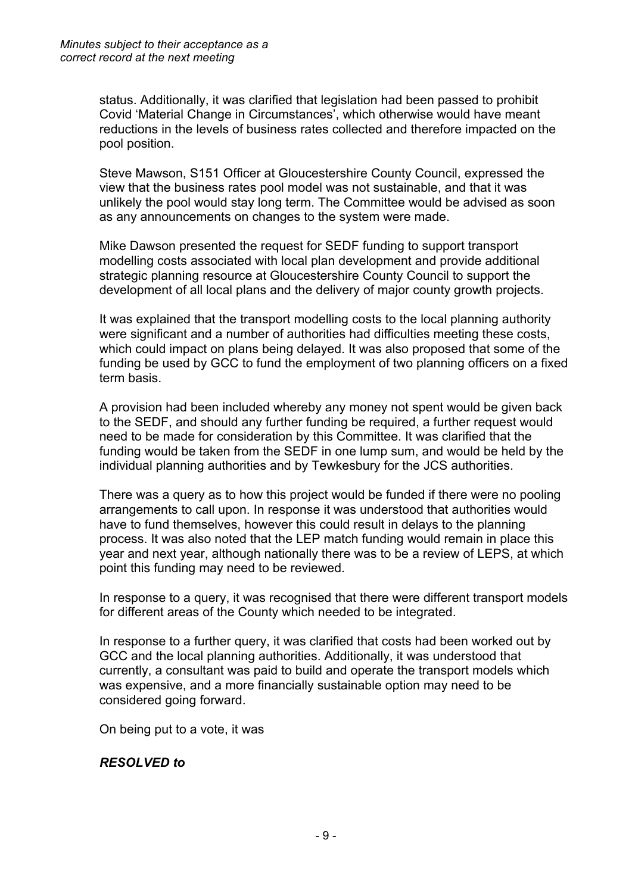status. Additionally, it was clarified that legislation had been passed to prohibit Covid 'Material Change in Circumstances', which otherwise would have meant reductions in the levels of business rates collected and therefore impacted on the pool position.

Steve Mawson, S151 Officer at Gloucestershire County Council, expressed the view that the business rates pool model was not sustainable, and that it was unlikely the pool would stay long term. The Committee would be advised as soon as any announcements on changes to the system were made.

Mike Dawson presented the request for SEDF funding to support transport modelling costs associated with local plan development and provide additional strategic planning resource at Gloucestershire County Council to support the development of all local plans and the delivery of major county growth projects.

It was explained that the transport modelling costs to the local planning authority were significant and a number of authorities had difficulties meeting these costs, which could impact on plans being delayed. It was also proposed that some of the funding be used by GCC to fund the employment of two planning officers on a fixed term basis.

A provision had been included whereby any money not spent would be given back to the SEDF, and should any further funding be required, a further request would need to be made for consideration by this Committee. It was clarified that the funding would be taken from the SEDF in one lump sum, and would be held by the individual planning authorities and by Tewkesbury for the JCS authorities.

There was a query as to how this project would be funded if there were no pooling arrangements to call upon. In response it was understood that authorities would have to fund themselves, however this could result in delays to the planning process. It was also noted that the LEP match funding would remain in place this year and next year, although nationally there was to be a review of LEPS, at which point this funding may need to be reviewed.

In response to a query, it was recognised that there were different transport models for different areas of the County which needed to be integrated.

In response to a further query, it was clarified that costs had been worked out by GCC and the local planning authorities. Additionally, it was understood that currently, a consultant was paid to build and operate the transport models which was expensive, and a more financially sustainable option may need to be considered going forward.

On being put to a vote, it was

***RESOLVED to***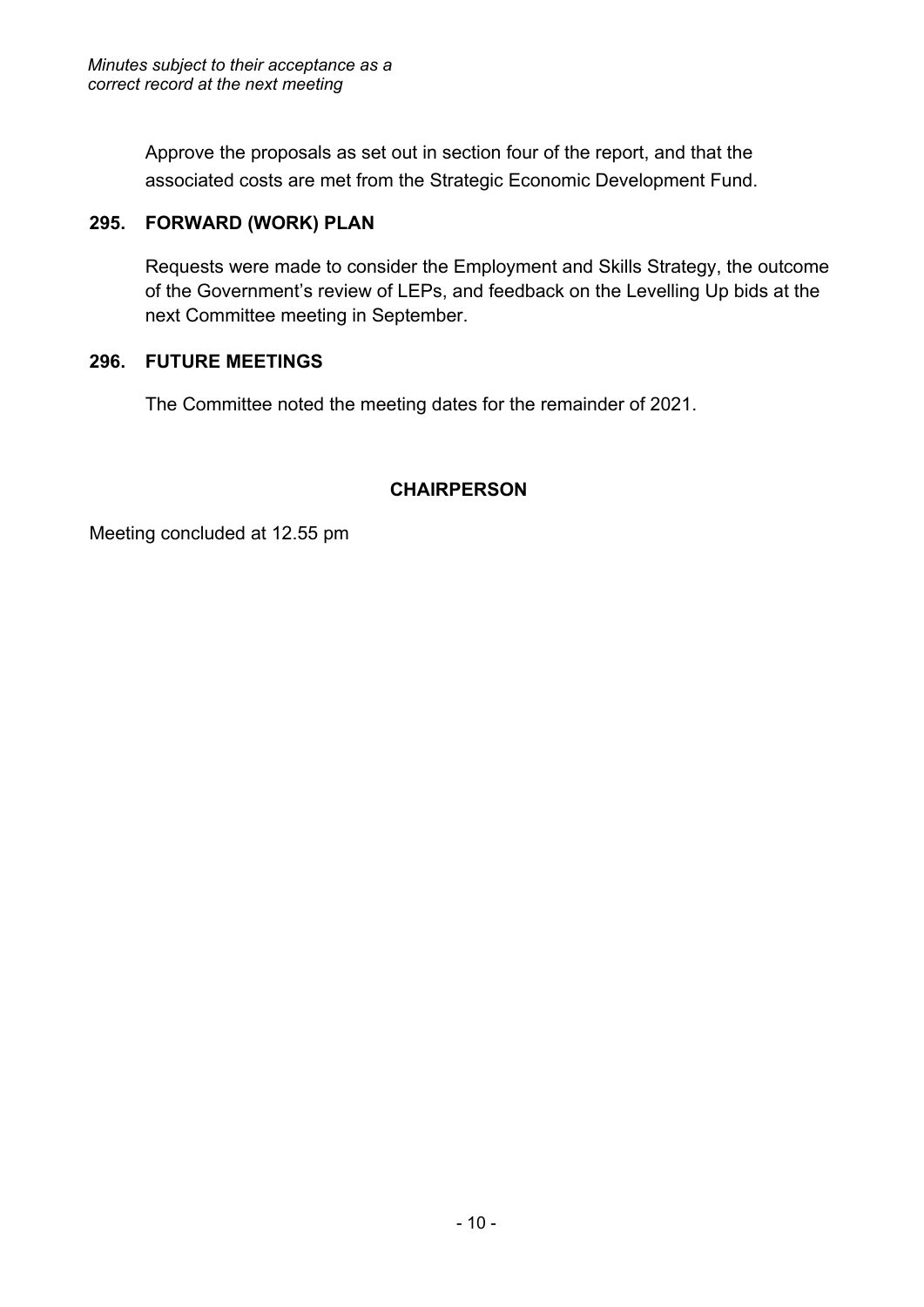*Minutes subject to their acceptance as a correct record at the next meeting*

Approve the proposals as set out in section four of the report, and that the associated costs are met from the Strategic Economic Development Fund.

### 295. FORWARD (WORK) PLAN

Requests were made to consider the Employment and Skills Strategy, the outcome of the Government's review of LEPs, and feedback on the Levelling Up bids at the next Committee meeting in September.

### 296. FUTURE MEETINGS

The Committee noted the meeting dates for the remainder of 2021.

**CHAIRPERSON**

Meeting concluded at 12.55 pm